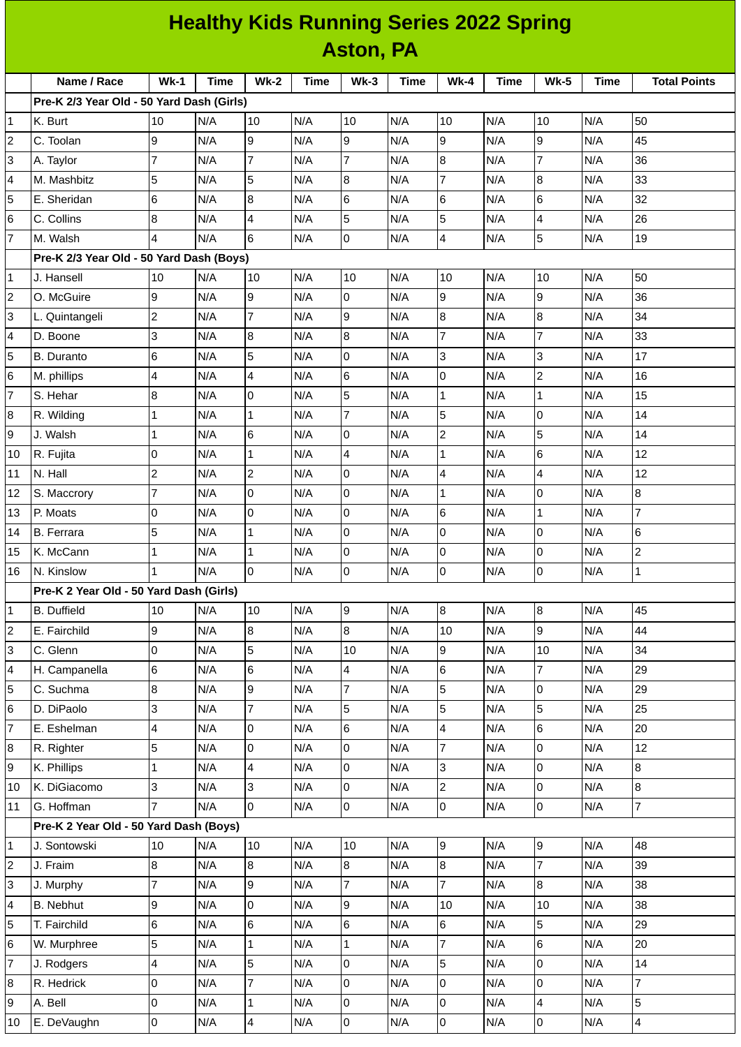# Healthy Kids Running Series 2022 Spring

## Aston, PA

| | Name / Race | Wk-1 | Time | Wk-2 | Time | Wk-3 | Time | Wk-4 | Time | Wk-5 | Time | Total Points |
|---|---|---|---|---|---|---|---|---|---|---|---|---|
| | **Pre-K 2/3 Year Old - 50 Yard Dash (Girls)** | | | | | | | | | | | |
| 1 | K. Burt | 10 | N/A | 10 | N/A | 10 | N/A | 10 | N/A | 10 | N/A | 50 |
| 2 | C. Toolan | 9 | N/A | 9 | N/A | 9 | N/A | 9 | N/A | 9 | N/A | 45 |
| 3 | A. Taylor | 7 | N/A | 7 | N/A | 7 | N/A | 8 | N/A | 7 | N/A | 36 |
| 4 | M. Mashbitz | 5 | N/A | 5 | N/A | 8 | N/A | 7 | N/A | 8 | N/A | 33 |
| 5 | E. Sheridan | 6 | N/A | 8 | N/A | 6 | N/A | 6 | N/A | 6 | N/A | 32 |
| 6 | C. Collins | 8 | N/A | 4 | N/A | 5 | N/A | 5 | N/A | 4 | N/A | 26 |
| 7 | M. Walsh | 4 | N/A | 6 | N/A | 0 | N/A | 4 | N/A | 5 | N/A | 19 |
| | **Pre-K 2/3 Year Old - 50 Yard Dash (Boys)** | | | | | | | | | | | |
| 1 | J. Hansell | 10 | N/A | 10 | N/A | 10 | N/A | 10 | N/A | 10 | N/A | 50 |
| 2 | O. McGuire | 9 | N/A | 9 | N/A | 0 | N/A | 9 | N/A | 9 | N/A | 36 |
| 3 | L. Quintangeli | 2 | N/A | 7 | N/A | 9 | N/A | 8 | N/A | 8 | N/A | 34 |
| 4 | D. Boone | 3 | N/A | 8 | N/A | 8 | N/A | 7 | N/A | 7 | N/A | 33 |
| 5 | B. Duranto | 6 | N/A | 5 | N/A | 0 | N/A | 3 | N/A | 3 | N/A | 17 |
| 6 | M. phillips | 4 | N/A | 4 | N/A | 6 | N/A | 0 | N/A | 2 | N/A | 16 |
| 7 | S. Hehar | 8 | N/A | 0 | N/A | 5 | N/A | 1 | N/A | 1 | N/A | 15 |
| 8 | R. Wilding | 1 | N/A | 1 | N/A | 7 | N/A | 5 | N/A | 0 | N/A | 14 |
| 9 | J. Walsh | 1 | N/A | 6 | N/A | 0 | N/A | 2 | N/A | 5 | N/A | 14 |
| 10 | R. Fujita | 0 | N/A | 1 | N/A | 4 | N/A | 1 | N/A | 6 | N/A | 12 |
| 11 | N. Hall | 2 | N/A | 2 | N/A | 0 | N/A | 4 | N/A | 4 | N/A | 12 |
| 12 | S. Maccrory | 7 | N/A | 0 | N/A | 0 | N/A | 1 | N/A | 0 | N/A | 8 |
| 13 | P. Moats | 0 | N/A | 0 | N/A | 0 | N/A | 6 | N/A | 1 | N/A | 7 |
| 14 | B. Ferrara | 5 | N/A | 1 | N/A | 0 | N/A | 0 | N/A | 0 | N/A | 6 |
| 15 | K. McCann | 1 | N/A | 1 | N/A | 0 | N/A | 0 | N/A | 0 | N/A | 2 |
| 16 | N. Kinslow | 1 | N/A | 0 | N/A | 0 | N/A | 0 | N/A | 0 | N/A | 1 |
| | **Pre-K 2 Year Old - 50 Yard Dash (Girls)** | | | | | | | | | | | |
| 1 | B. Duffield | 10 | N/A | 10 | N/A | 9 | N/A | 8 | N/A | 8 | N/A | 45 |
| 2 | E. Fairchild | 9 | N/A | 8 | N/A | 8 | N/A | 10 | N/A | 9 | N/A | 44 |
| 3 | C. Glenn | 0 | N/A | 5 | N/A | 10 | N/A | 9 | N/A | 10 | N/A | 34 |
| 4 | H. Campanella | 6 | N/A | 6 | N/A | 4 | N/A | 6 | N/A | 7 | N/A | 29 |
| 5 | C. Suchma | 8 | N/A | 9 | N/A | 7 | N/A | 5 | N/A | 0 | N/A | 29 |
| 6 | D. DiPaolo | 3 | N/A | 7 | N/A | 5 | N/A | 5 | N/A | 5 | N/A | 25 |
| 7 | E. Eshelman | 4 | N/A | 0 | N/A | 6 | N/A | 4 | N/A | 6 | N/A | 20 |
| 8 | R. Righter | 5 | N/A | 0 | N/A | 0 | N/A | 7 | N/A | 0 | N/A | 12 |
| 9 | K. Phillips | 1 | N/A | 4 | N/A | 0 | N/A | 3 | N/A | 0 | N/A | 8 |
| 10 | K. DiGiacomo | 3 | N/A | 3 | N/A | 0 | N/A | 2 | N/A | 0 | N/A | 8 |
| 11 | G. Hoffman | 7 | N/A | 0 | N/A | 0 | N/A | 0 | N/A | 0 | N/A | 7 |
| | **Pre-K 2 Year Old - 50 Yard Dash (Boys)** | | | | | | | | | | | |
| 1 | J. Sontowski | 10 | N/A | 10 | N/A | 10 | N/A | 9 | N/A | 9 | N/A | 48 |
| 2 | J. Fraim | 8 | N/A | 8 | N/A | 8 | N/A | 8 | N/A | 7 | N/A | 39 |
| 3 | J. Murphy | 7 | N/A | 9 | N/A | 7 | N/A | 7 | N/A | 8 | N/A | 38 |
| 4 | B. Nebhut | 9 | N/A | 0 | N/A | 9 | N/A | 10 | N/A | 10 | N/A | 38 |
| 5 | T. Fairchild | 6 | N/A | 6 | N/A | 6 | N/A | 6 | N/A | 5 | N/A | 29 |
| 6 | W. Murphree | 5 | N/A | 1 | N/A | 1 | N/A | 7 | N/A | 6 | N/A | 20 |
| 7 | J. Rodgers | 4 | N/A | 5 | N/A | 0 | N/A | 5 | N/A | 0 | N/A | 14 |
| 8 | R. Hedrick | 0 | N/A | 7 | N/A | 0 | N/A | 0 | N/A | 0 | N/A | 7 |
| 9 | A. Bell | 0 | N/A | 1 | N/A | 0 | N/A | 0 | N/A | 4 | N/A | 5 |
| 10 | E. DeVaughn | 0 | N/A | 4 | N/A | 0 | N/A | 0 | N/A | 0 | N/A | 4 |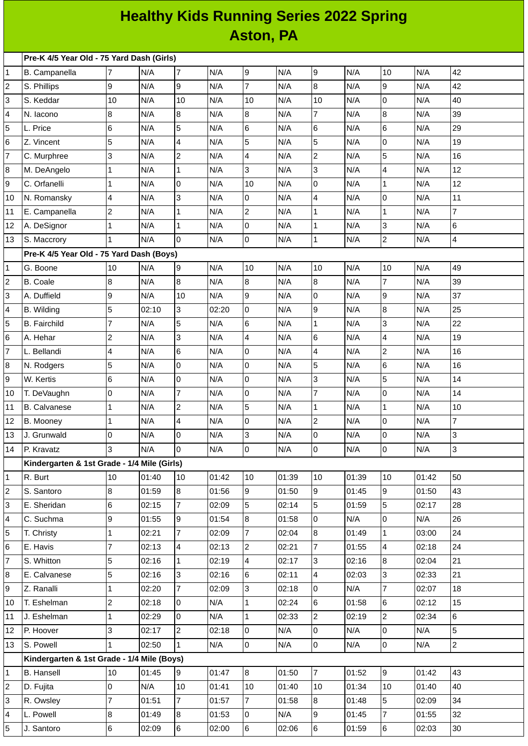# Healthy Kids Running Series 2022 Spring
## Aston, PA

| | Pre-K 4/5 Year Old - 75 Yard Dash (Girls) | | | | | | | | | | | |
|---|---|---|---|---|---|---|---|---|---|---|---|---|
| 1 | B. Campanella | 7 | N/A | 7 | N/A | 9 | N/A | 9 | N/A | 10 | N/A | 42 |
| 2 | S. Phillips | 9 | N/A | 9 | N/A | 7 | N/A | 8 | N/A | 9 | N/A | 42 |
| 3 | S. Keddar | 10 | N/A | 10 | N/A | 10 | N/A | 10 | N/A | 0 | N/A | 40 |
| 4 | N. Iacono | 8 | N/A | 8 | N/A | 8 | N/A | 7 | N/A | 8 | N/A | 39 |
| 5 | L. Price | 6 | N/A | 5 | N/A | 6 | N/A | 6 | N/A | 6 | N/A | 29 |
| 6 | Z. Vincent | 5 | N/A | 4 | N/A | 5 | N/A | 5 | N/A | 0 | N/A | 19 |
| 7 | C. Murphree | 3 | N/A | 2 | N/A | 4 | N/A | 2 | N/A | 5 | N/A | 16 |
| 8 | M. DeAngelo | 1 | N/A | 1 | N/A | 3 | N/A | 3 | N/A | 4 | N/A | 12 |
| 9 | C. Orfanelli | 1 | N/A | 0 | N/A | 10 | N/A | 0 | N/A | 1 | N/A | 12 |
| 10 | N. Romansky | 4 | N/A | 3 | N/A | 0 | N/A | 4 | N/A | 0 | N/A | 11 |
| 11 | E. Campanella | 2 | N/A | 1 | N/A | 2 | N/A | 1 | N/A | 1 | N/A | 7 |
| 12 | A. DeSignor | 1 | N/A | 1 | N/A | 0 | N/A | 1 | N/A | 3 | N/A | 6 |
| 13 | S. Maccrory | 1 | N/A | 0 | N/A | 0 | N/A | 1 | N/A | 2 | N/A | 4 |
| | **Pre-K 4/5 Year Old - 75 Yard Dash (Boys)** | | | | | | | | | | | |
| 1 | G. Boone | 10 | N/A | 9 | N/A | 10 | N/A | 10 | N/A | 10 | N/A | 49 |
| 2 | B. Coale | 8 | N/A | 8 | N/A | 8 | N/A | 8 | N/A | 7 | N/A | 39 |
| 3 | A. Duffield | 9 | N/A | 10 | N/A | 9 | N/A | 0 | N/A | 9 | N/A | 37 |
| 4 | B. Wilding | 5 | 02:10 | 3 | 02:20 | 0 | N/A | 9 | N/A | 8 | N/A | 25 |
| 5 | B. Fairchild | 7 | N/A | 5 | N/A | 6 | N/A | 1 | N/A | 3 | N/A | 22 |
| 6 | A. Hehar | 2 | N/A | 3 | N/A | 4 | N/A | 6 | N/A | 4 | N/A | 19 |
| 7 | L. Bellandi | 4 | N/A | 6 | N/A | 0 | N/A | 4 | N/A | 2 | N/A | 16 |
| 8 | N. Rodgers | 5 | N/A | 0 | N/A | 0 | N/A | 5 | N/A | 6 | N/A | 16 |
| 9 | W. Kertis | 6 | N/A | 0 | N/A | 0 | N/A | 3 | N/A | 5 | N/A | 14 |
| 10 | T. DeVaughn | 0 | N/A | 7 | N/A | 0 | N/A | 7 | N/A | 0 | N/A | 14 |
| 11 | B. Calvanese | 1 | N/A | 2 | N/A | 5 | N/A | 1 | N/A | 1 | N/A | 10 |
| 12 | B. Mooney | 1 | N/A | 4 | N/A | 0 | N/A | 2 | N/A | 0 | N/A | 7 |
| 13 | J. Grunwald | 0 | N/A | 0 | N/A | 3 | N/A | 0 | N/A | 0 | N/A | 3 |
| 14 | P. Kravatz | 3 | N/A | 0 | N/A | 0 | N/A | 0 | N/A | 0 | N/A | 3 |
| | **Kindergarten & 1st Grade - 1/4 Mile (Girls)** | | | | | | | | | | | |
| 1 | R. Burt | 10 | 01:40 | 10 | 01:42 | 10 | 01:39 | 10 | 01:39 | 10 | 01:42 | 50 |
| 2 | S. Santoro | 8 | 01:59 | 8 | 01:56 | 9 | 01:50 | 9 | 01:45 | 9 | 01:50 | 43 |
| 3 | E. Sheridan | 6 | 02:15 | 7 | 02:09 | 5 | 02:14 | 5 | 01:59 | 5 | 02:17 | 28 |
| 4 | C. Suchma | 9 | 01:55 | 9 | 01:54 | 8 | 01:58 | 0 | N/A | 0 | N/A | 26 |
| 5 | T. Christy | 1 | 02:21 | 7 | 02:09 | 7 | 02:04 | 8 | 01:49 | 1 | 03:00 | 24 |
| 6 | E. Havis | 7 | 02:13 | 4 | 02:13 | 2 | 02:21 | 7 | 01:55 | 4 | 02:18 | 24 |
| 7 | S. Whitton | 5 | 02:16 | 1 | 02:19 | 4 | 02:17 | 3 | 02:16 | 8 | 02:04 | 21 |
| 8 | E. Calvanese | 5 | 02:16 | 3 | 02:16 | 6 | 02:11 | 4 | 02:03 | 3 | 02:33 | 21 |
| 9 | Z. Ranalli | 1 | 02:20 | 7 | 02:09 | 3 | 02:18 | 0 | N/A | 7 | 02:07 | 18 |
| 10 | T. Eshelman | 2 | 02:18 | 0 | N/A | 1 | 02:24 | 6 | 01:58 | 6 | 02:12 | 15 |
| 11 | J. Eshelman | 1 | 02:29 | 0 | N/A | 1 | 02:33 | 2 | 02:19 | 2 | 02:34 | 6 |
| 12 | P. Hoover | 3 | 02:17 | 2 | 02:18 | 0 | N/A | 0 | N/A | 0 | N/A | 5 |
| 13 | S. Powell | 1 | 02:50 | 1 | N/A | 0 | N/A | 0 | N/A | 0 | N/A | 2 |
| | **Kindergarten & 1st Grade - 1/4 Mile (Boys)** | | | | | | | | | | | |
| 1 | B. Hansell | 10 | 01:45 | 9 | 01:47 | 8 | 01:50 | 7 | 01:52 | 9 | 01:42 | 43 |
| 2 | D. Fujita | 0 | N/A | 10 | 01:41 | 10 | 01:40 | 10 | 01:34 | 10 | 01:40 | 40 |
| 3 | R. Owsley | 7 | 01:51 | 7 | 01:57 | 7 | 01:58 | 8 | 01:48 | 5 | 02:09 | 34 |
| 4 | L. Powell | 8 | 01:49 | 8 | 01:53 | 0 | N/A | 9 | 01:45 | 7 | 01:55 | 32 |
| 5 | J. Santoro | 6 | 02:09 | 6 | 02:00 | 6 | 02:06 | 6 | 01:59 | 6 | 02:03 | 30 |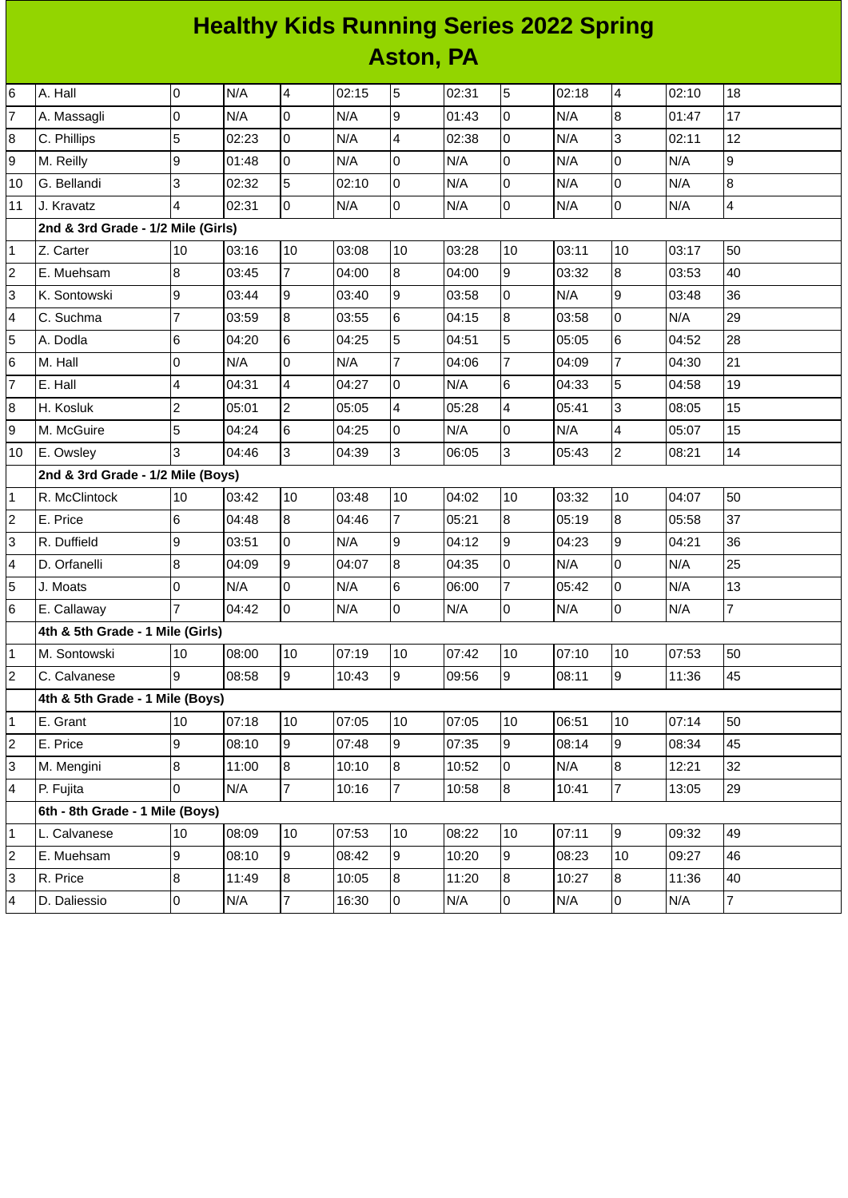# Healthy Kids Running Series 2022 Spring Aston, PA

| | | | | | | | | | | | |
|---|---|---|---|---|---|---|---|---|---|---|---|
| 6 | A. Hall | 0 | N/A | 4 | 02:15 | 5 | 02:31 | 5 | 02:18 | 4 | 02:10 | 18 |
| 7 | A. Massagli | 0 | N/A | 0 | N/A | 9 | 01:43 | 0 | N/A | 8 | 01:47 | 17 |
| 8 | C. Phillips | 5 | 02:23 | 0 | N/A | 4 | 02:38 | 0 | N/A | 3 | 02:11 | 12 |
| 9 | M. Reilly | 9 | 01:48 | 0 | N/A | 0 | N/A | 0 | N/A | 0 | N/A | 9 |
| 10 | G. Bellandi | 3 | 02:32 | 5 | 02:10 | 0 | N/A | 0 | N/A | 0 | N/A | 8 |
| 11 | J. Kravatz | 4 | 02:31 | 0 | N/A | 0 | N/A | 0 | N/A | 0 | N/A | 4 |
| | **2nd & 3rd Grade - 1/2 Mile (Girls)** | | | | | | | | | | | |
| 1 | Z. Carter | 10 | 03:16 | 10 | 03:08 | 10 | 03:28 | 10 | 03:11 | 10 | 03:17 | 50 |
| 2 | E. Muehsam | 8 | 03:45 | 7 | 04:00 | 8 | 04:00 | 9 | 03:32 | 8 | 03:53 | 40 |
| 3 | K. Sontowski | 9 | 03:44 | 9 | 03:40 | 9 | 03:58 | 0 | N/A | 9 | 03:48 | 36 |
| 4 | C. Suchma | 7 | 03:59 | 8 | 03:55 | 6 | 04:15 | 8 | 03:58 | 0 | N/A | 29 |
| 5 | A. Dodla | 6 | 04:20 | 6 | 04:25 | 5 | 04:51 | 5 | 05:05 | 6 | 04:52 | 28 |
| 6 | M. Hall | 0 | N/A | 0 | N/A | 7 | 04:06 | 7 | 04:09 | 7 | 04:30 | 21 |
| 7 | E. Hall | 4 | 04:31 | 4 | 04:27 | 0 | N/A | 6 | 04:33 | 5 | 04:58 | 19 |
| 8 | H. Kosluk | 2 | 05:01 | 2 | 05:05 | 4 | 05:28 | 4 | 05:41 | 3 | 08:05 | 15 |
| 9 | M. McGuire | 5 | 04:24 | 6 | 04:25 | 0 | N/A | 0 | N/A | 4 | 05:07 | 15 |
| 10 | E. Owsley | 3 | 04:46 | 3 | 04:39 | 3 | 06:05 | 3 | 05:43 | 2 | 08:21 | 14 |
| | **2nd & 3rd Grade - 1/2 Mile (Boys)** | | | | | | | | | | | |
| 1 | R. McClintock | 10 | 03:42 | 10 | 03:48 | 10 | 04:02 | 10 | 03:32 | 10 | 04:07 | 50 |
| 2 | E. Price | 6 | 04:48 | 8 | 04:46 | 7 | 05:21 | 8 | 05:19 | 8 | 05:58 | 37 |
| 3 | R. Duffield | 9 | 03:51 | 0 | N/A | 9 | 04:12 | 9 | 04:23 | 9 | 04:21 | 36 |
| 4 | D. Orfanelli | 8 | 04:09 | 9 | 04:07 | 8 | 04:35 | 0 | N/A | 0 | N/A | 25 |
| 5 | J. Moats | 0 | N/A | 0 | N/A | 6 | 06:00 | 7 | 05:42 | 0 | N/A | 13 |
| 6 | E. Callaway | 7 | 04:42 | 0 | N/A | 0 | N/A | 0 | N/A | 0 | N/A | 7 |
| | **4th & 5th Grade - 1 Mile (Girls)** | | | | | | | | | | | |
| 1 | M. Sontowski | 10 | 08:00 | 10 | 07:19 | 10 | 07:42 | 10 | 07:10 | 10 | 07:53 | 50 |
| 2 | C. Calvanese | 9 | 08:58 | 9 | 10:43 | 9 | 09:56 | 9 | 08:11 | 9 | 11:36 | 45 |
| | **4th & 5th Grade - 1 Mile (Boys)** | | | | | | | | | | | |
| 1 | E. Grant | 10 | 07:18 | 10 | 07:05 | 10 | 07:05 | 10 | 06:51 | 10 | 07:14 | 50 |
| 2 | E. Price | 9 | 08:10 | 9 | 07:48 | 9 | 07:35 | 9 | 08:14 | 9 | 08:34 | 45 |
| 3 | M. Mengini | 8 | 11:00 | 8 | 10:10 | 8 | 10:52 | 0 | N/A | 8 | 12:21 | 32 |
| 4 | P. Fujita | 0 | N/A | 7 | 10:16 | 7 | 10:58 | 8 | 10:41 | 7 | 13:05 | 29 |
| | **6th - 8th Grade - 1 Mile (Boys)** | | | | | | | | | | | |
| 1 | L. Calvanese | 10 | 08:09 | 10 | 07:53 | 10 | 08:22 | 10 | 07:11 | 9 | 09:32 | 49 |
| 2 | E. Muehsam | 9 | 08:10 | 9 | 08:42 | 9 | 10:20 | 9 | 08:23 | 10 | 09:27 | 46 |
| 3 | R. Price | 8 | 11:49 | 8 | 10:05 | 8 | 11:20 | 8 | 10:27 | 8 | 11:36 | 40 |
| 4 | D. Daliessio | 0 | N/A | 7 | 16:30 | 0 | N/A | 0 | N/A | 0 | N/A | 7 |